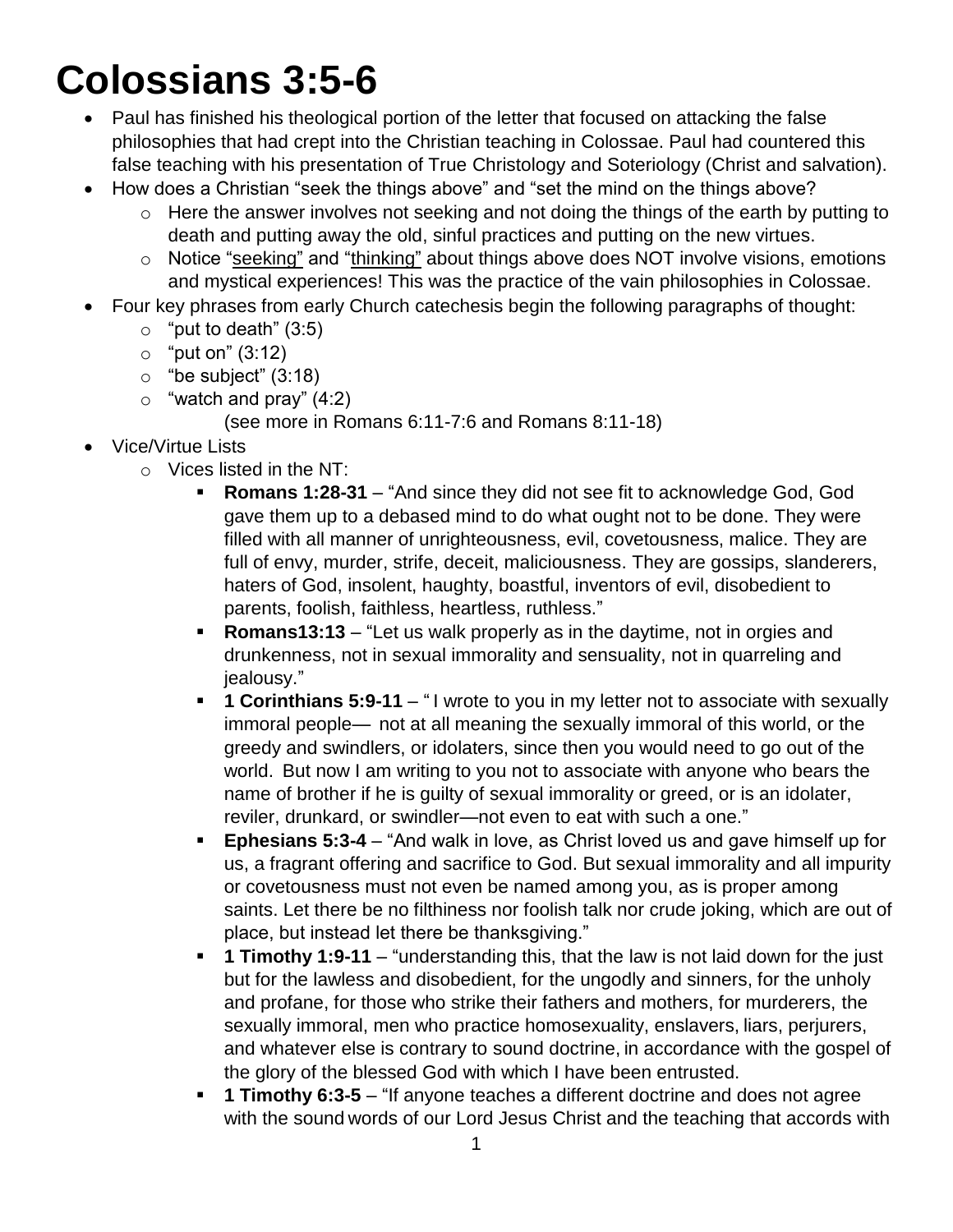# Colossians 3:5-6

- Paul has finished his theological portion of the letter that focused on attacking the false philosophies that had crept into the Christian teaching in Colossae. Paul had countered this false teaching with his presentation of True Christology and Soteriology (Christ and salvation).
- How does a Christian "seek the things above" and "set the mind on the things above?
  - Here the answer involves not seeking and not doing the things of the earth by putting to death and putting away the old, sinful practices and putting on the new virtues.
  - Notice "<u>seeking</u>" and "<u>thinking</u>" about things above does NOT involve visions, emotions and mystical experiences! This was the practice of the vain philosophies in Colossae.
- Four key phrases from early Church catechesis begin the following paragraphs of thought:
  - "put to death" (3:5)
  - "put on" (3:12)
  - "be subject" (3:18)
  - "watch and pray" (4:2)

    (see more in Romans 6:11-7:6 and Romans 8:11-18)
- Vice/Virtue Lists
  - Vices listed in the NT:
    - **Romans 1:28-31** – "And since they did not see fit to acknowledge God, God gave them up to a debased mind to do what ought not to be done. They were filled with all manner of unrighteousness, evil, covetousness, malice. They are full of envy, murder, strife, deceit, maliciousness. They are gossips, slanderers, haters of God, insolent, haughty, boastful, inventors of evil, disobedient to parents, foolish, faithless, heartless, ruthless."
    - **Romans13:13** – "Let us walk properly as in the daytime, not in orgies and drunkenness, not in sexual immorality and sensuality, not in quarreling and jealousy."
    - **1 Corinthians 5:9-11** – " I wrote to you in my letter not to associate with sexually immoral people— not at all meaning the sexually immoral of this world, or the greedy and swindlers, or idolaters, since then you would need to go out of the world. But now I am writing to you not to associate with anyone who bears the name of brother if he is guilty of sexual immorality or greed, or is an idolater, reviler, drunkard, or swindler—not even to eat with such a one."
    - **Ephesians 5:3-4** – "And walk in love, as Christ loved us and gave himself up for us, a fragrant offering and sacrifice to God. But sexual immorality and all impurity or covetousness must not even be named among you, as is proper among saints. Let there be no filthiness nor foolish talk nor crude joking, which are out of place, but instead let there be thanksgiving."
    - **1 Timothy 1:9-11** – "understanding this, that the law is not laid down for the just but for the lawless and disobedient, for the ungodly and sinners, for the unholy and profane, for those who strike their fathers and mothers, for murderers, the sexually immoral, men who practice homosexuality, enslavers, liars, perjurers, and whatever else is contrary to sound doctrine, in accordance with the gospel of the glory of the blessed God with which I have been entrusted.
    - **1 Timothy 6:3-5** – "If anyone teaches a different doctrine and does not agree with the sound words of our Lord Jesus Christ and the teaching that accords with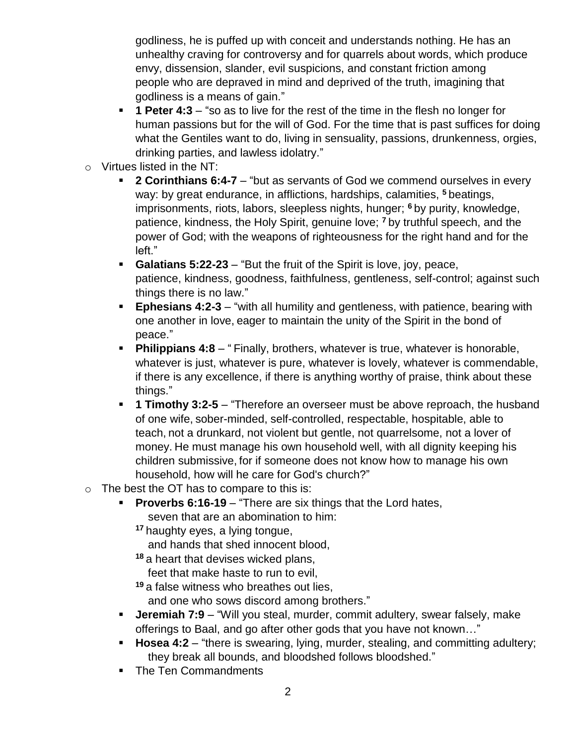godliness, he is puffed up with conceit and understands nothing. He has an unhealthy craving for controversy and for quarrels about words, which produce envy, dissension, slander, evil suspicions, and constant friction among people who are depraved in mind and deprived of the truth, imagining that godliness is a means of gain."

  - **1 Peter 4:3** – "so as to live for the rest of the time in the flesh no longer for human passions but for the will of God. For the time that is past suffices for doing what the Gentiles want to do, living in sensuality, passions, drunkenness, orgies, drinking parties, and lawless idolatry."
- Virtues listed in the NT:
  - **2 Corinthians 6:4-7** – "but as servants of God we commend ourselves in every way: by great endurance, in afflictions, hardships, calamities, [5] beatings, imprisonments, riots, labors, sleepless nights, hunger; [6] by purity, knowledge, patience, kindness, the Holy Spirit, genuine love; [7] by truthful speech, and the power of God; with the weapons of righteousness for the right hand and for the left."
  - **Galatians 5:22-23** – "But the fruit of the Spirit is love, joy, peace, patience, kindness, goodness, faithfulness, gentleness, self-control; against such things there is no law."
  - **Ephesians 4:2-3** – "with all humility and gentleness, with patience, bearing with one another in love, eager to maintain the unity of the Spirit in the bond of peace."
  - **Philippians 4:8** – " Finally, brothers, whatever is true, whatever is honorable, whatever is just, whatever is pure, whatever is lovely, whatever is commendable, if there is any excellence, if there is anything worthy of praise, think about these things."
  - **1 Timothy 3:2-5** – "Therefore an overseer must be above reproach, the husband of one wife, sober-minded, self-controlled, respectable, hospitable, able to teach, not a drunkard, not violent but gentle, not quarrelsome, not a lover of money. He must manage his own household well, with all dignity keeping his children submissive, for if someone does not know how to manage his own household, how will he care for God's church?"
- The best the OT has to compare to this is:
  - **Proverbs 6:16-19** – "There are six things that the Lord hates,
    seven that are an abomination to him:
    [17] haughty eyes, a lying tongue,
    and hands that shed innocent blood,
    [18] a heart that devises wicked plans,
    feet that make haste to run to evil,
    [19] a false witness who breathes out lies,
    and one who sows discord among brothers."
  - **Jeremiah 7:9** – "Will you steal, murder, commit adultery, swear falsely, make offerings to Baal, and go after other gods that you have not known…"
  - **Hosea 4:2** – "there is swearing, lying, murder, stealing, and committing adultery; they break all bounds, and bloodshed follows bloodshed."
  - The Ten Commandments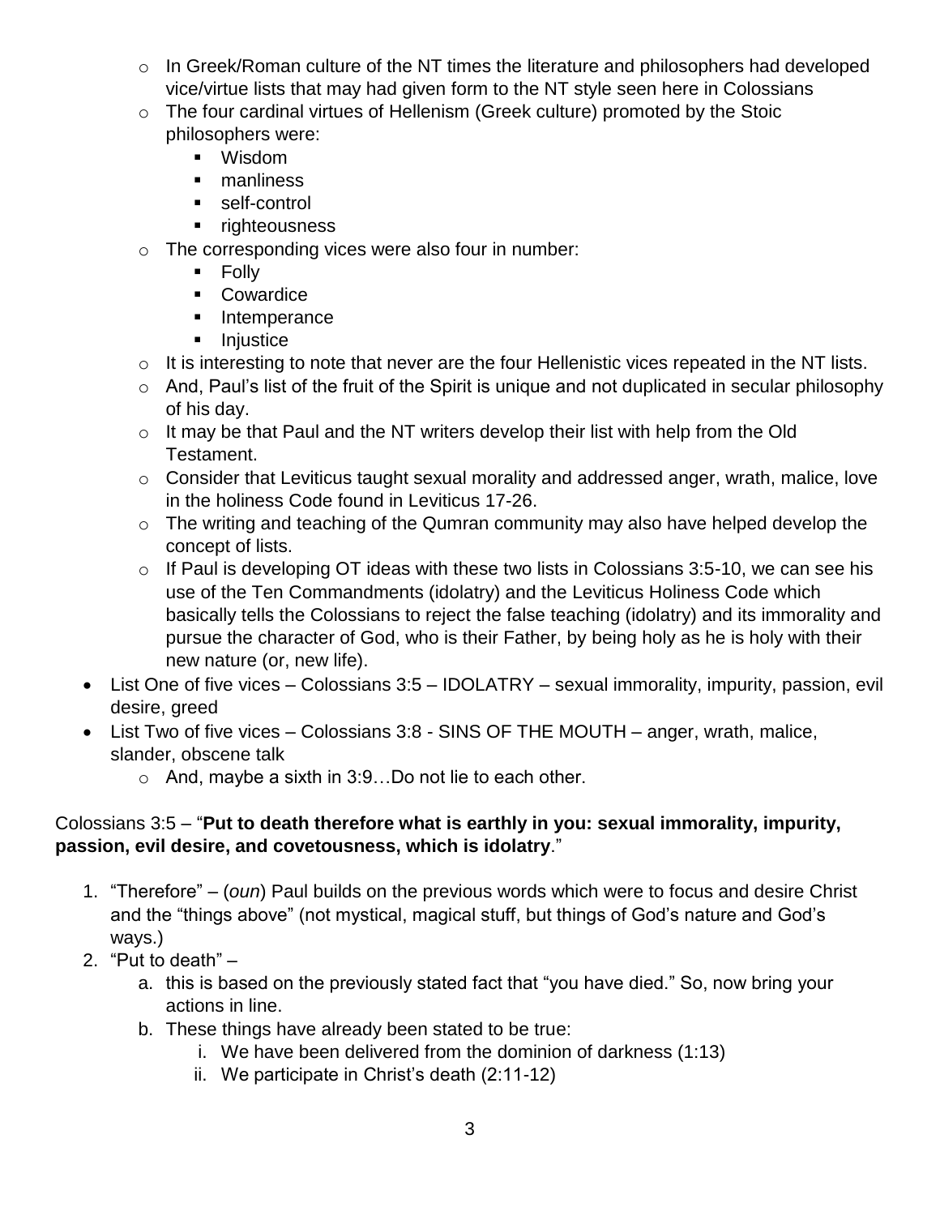- In Greek/Roman culture of the NT times the literature and philosophers had developed vice/virtue lists that may had given form to the NT style seen here in Colossians
  - The four cardinal virtues of Hellenism (Greek culture) promoted by the Stoic philosophers were:
    - Wisdom
    - manliness
    - self-control
    - righteousness
  - The corresponding vices were also four in number:
    - Folly
    - Cowardice
    - Intemperance
    - Injustice
  - It is interesting to note that never are the four Hellenistic vices repeated in the NT lists.
  - And, Paul's list of the fruit of the Spirit is unique and not duplicated in secular philosophy of his day.
  - It may be that Paul and the NT writers develop their list with help from the Old Testament.
  - Consider that Leviticus taught sexual morality and addressed anger, wrath, malice, love in the holiness Code found in Leviticus 17-26.
  - The writing and teaching of the Qumran community may also have helped develop the concept of lists.
  - If Paul is developing OT ideas with these two lists in Colossians 3:5-10, we can see his use of the Ten Commandments (idolatry) and the Leviticus Holiness Code which basically tells the Colossians to reject the false teaching (idolatry) and its immorality and pursue the character of God, who is their Father, by being holy as he is holy with their new nature (or, new life).
- List One of five vices – Colossians 3:5 – IDOLATRY – sexual immorality, impurity, passion, evil desire, greed
- List Two of five vices – Colossians 3:8 - SINS OF THE MOUTH – anger, wrath, malice, slander, obscene talk
  - And, maybe a sixth in 3:9…Do not lie to each other.

Colossians 3:5 – "**Put to death therefore what is earthly in you: sexual immorality, impurity, passion, evil desire, and covetousness, which is idolatry**."

1. "Therefore" – (*oun*) Paul builds on the previous words which were to focus and desire Christ and the "things above" (not mystical, magical stuff, but things of God's nature and God's ways.)
2. "Put to death" –
   a. this is based on the previously stated fact that "you have died." So, now bring your actions in line.
   b. These things have already been stated to be true:
      i. We have been delivered from the dominion of darkness (1:13)
      ii. We participate in Christ's death (2:11-12)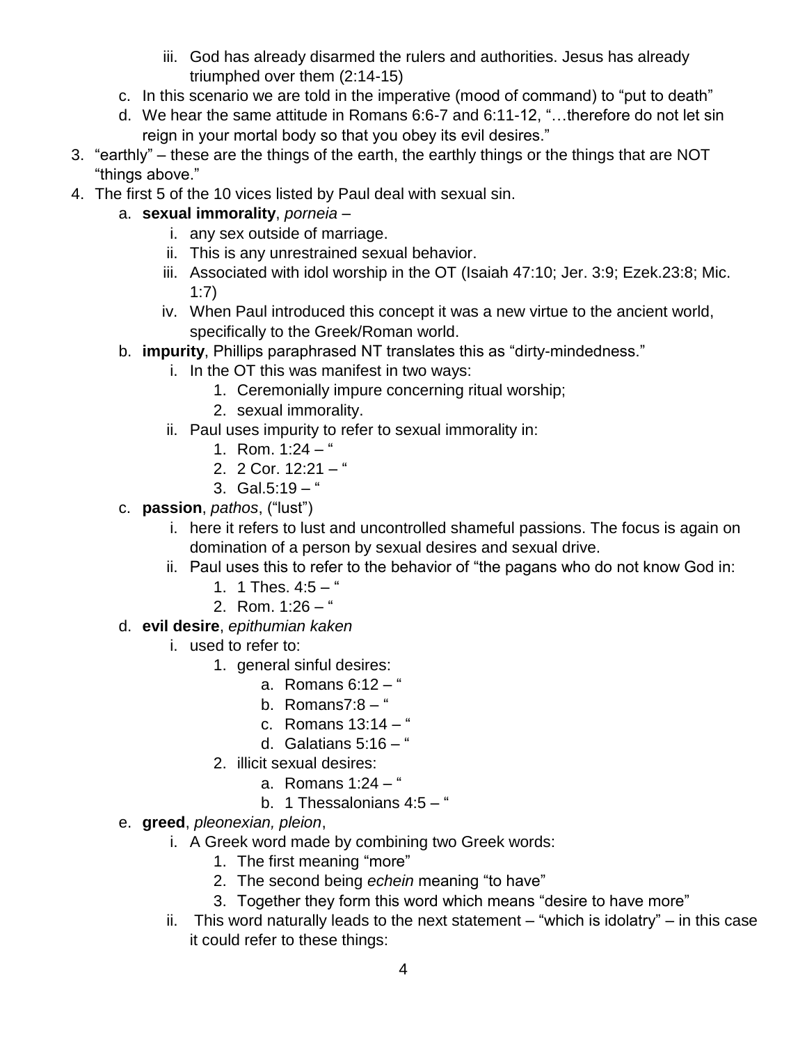iii. God has already disarmed the rulers and authorities. Jesus has already triumphed over them (2:14-15)
   c. In this scenario we are told in the imperative (mood of command) to "put to death"
   d. We hear the same attitude in Romans 6:6-7 and 6:11-12, "…therefore do not let sin reign in your mortal body so that you obey its evil desires."
3. "earthly" – these are the things of the earth, the earthly things or the things that are NOT "things above."
4. The first 5 of the 10 vices listed by Paul deal with sexual sin.
   a. **sexual immorality**, *porneia* –
      i. any sex outside of marriage.
      ii. This is any unrestrained sexual behavior.
      iii. Associated with idol worship in the OT (Isaiah 47:10; Jer. 3:9; Ezek.23:8; Mic. 1:7)
      iv. When Paul introduced this concept it was a new virtue to the ancient world, specifically to the Greek/Roman world.
   b. **impurity**, Phillips paraphrased NT translates this as "dirty-mindedness."
      i. In the OT this was manifest in two ways:
         1. Ceremonially impure concerning ritual worship;
         2. sexual immorality.
      ii. Paul uses impurity to refer to sexual immorality in:
         1. Rom. 1:24 – "
         2. 2 Cor. 12:21 – "
         3. Gal.5:19 – "
   c. **passion**, *pathos*, ("lust")
      i. here it refers to lust and uncontrolled shameful passions. The focus is again on domination of a person by sexual desires and sexual drive.
      ii. Paul uses this to refer to the behavior of "the pagans who do not know God in:
         1. 1 Thes. 4:5 – "
         2. Rom. 1:26 – "
   d. **evil desire**, *epithumian kaken*
      i. used to refer to:
         1. general sinful desires:
            a. Romans 6:12 – "
            b. Romans7:8 – "
            c. Romans 13:14 – "
            d. Galatians 5:16 – "
         2. illicit sexual desires:
            a. Romans 1:24 – "
            b. 1 Thessalonians 4:5 – "
   e. **greed**, *pleonexian, pleion*,
      i. A Greek word made by combining two Greek words:
         1. The first meaning "more"
         2. The second being *echein* meaning "to have"
         3. Together they form this word which means "desire to have more"
      ii. This word naturally leads to the next statement – "which is idolatry" – in this case it could refer to these things: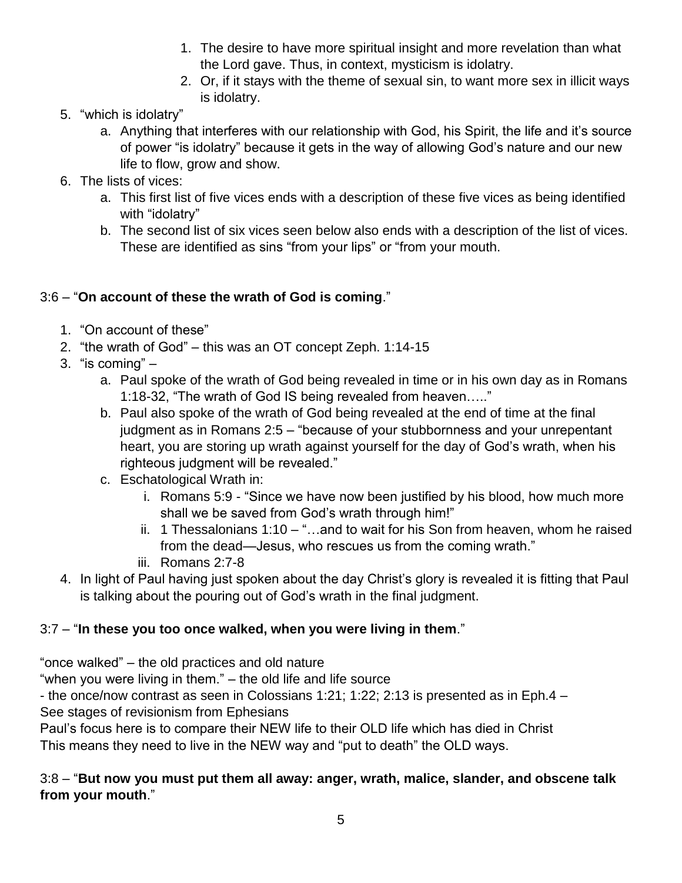1. The desire to have more spiritual insight and more revelation than what the Lord gave. Thus, in context, mysticism is idolatry.
2. Or, if it stays with the theme of sexual sin, to want more sex in illicit ways is idolatry.

5. "which is idolatry"
   a. Anything that interferes with our relationship with God, his Spirit, the life and it's source of power "is idolatry" because it gets in the way of allowing God's nature and our new life to flow, grow and show.
6. The lists of vices:
   a. This first list of five vices ends with a description of these five vices as being identified with "idolatry"
   b. The second list of six vices seen below also ends with a description of the list of vices. These are identified as sins "from your lips" or "from your mouth.

3:6 – "**On account of these the wrath of God is coming**."

1. "On account of these"
2. "the wrath of God" – this was an OT concept Zeph. 1:14-15
3. "is coming" –
   a. Paul spoke of the wrath of God being revealed in time or in his own day as in Romans 1:18-32, "The wrath of God IS being revealed from heaven….."
   b. Paul also spoke of the wrath of God being revealed at the end of time at the final judgment as in Romans 2:5 – "because of your stubbornness and your unrepentant heart, you are storing up wrath against yourself for the day of God's wrath, when his righteous judgment will be revealed."
   c. Eschatological Wrath in:
      i. Romans 5:9 - "Since we have now been justified by his blood, how much more shall we be saved from God's wrath through him!"
      ii. 1 Thessalonians 1:10 – "…and to wait for his Son from heaven, whom he raised from the dead—Jesus, who rescues us from the coming wrath."
      iii. Romans 2:7-8
4. In light of Paul having just spoken about the day Christ's glory is revealed it is fitting that Paul is talking about the pouring out of God's wrath in the final judgment.

3:7 – "**In these you too once walked, when you were living in them**."

"once walked" – the old practices and old nature
"when you were living in them." – the old life and life source
- the once/now contrast as seen in Colossians 1:21; 1:22; 2:13 is presented as in Eph.4 –
See stages of revisionism from Ephesians
Paul's focus here is to compare their NEW life to their OLD life which has died in Christ
This means they need to live in the NEW way and "put to death" the OLD ways.

3:8 – "**But now you must put them all away: anger, wrath, malice, slander, and obscene talk from your mouth**."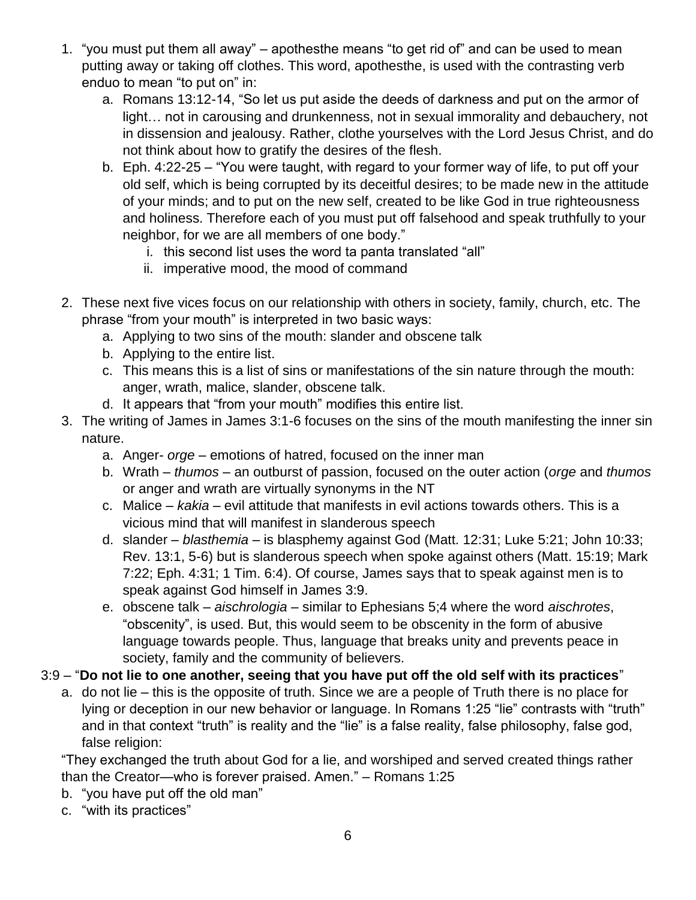1. “you must put them all away” – apothesthe means “to get rid of” and can be used to mean putting away or taking off clothes. This word, apothesthe, is used with the contrasting verb enduo to mean “to put on” in:
   a. Romans 13:12-14, “So let us put aside the deeds of darkness and put on the armor of light… not in carousing and drunkenness, not in sexual immorality and debauchery, not in dissension and jealousy. Rather, clothe yourselves with the Lord Jesus Christ, and do not think about how to gratify the desires of the flesh.
   b. Eph. 4:22-25 – “You were taught, with regard to your former way of life, to put off your old self, which is being corrupted by its deceitful desires; to be made new in the attitude of your minds; and to put on the new self, created to be like God in true righteousness and holiness. Therefore each of you must put off falsehood and speak truthfully to your neighbor, for we are all members of one body.”
      i. this second list uses the word ta panta translated “all”
      ii. imperative mood, the mood of command

2. These next five vices focus on our relationship with others in society, family, church, etc. The phrase “from your mouth” is interpreted in two basic ways:
   a. Applying to two sins of the mouth: slander and obscene talk
   b. Applying to the entire list.
   c. This means this is a list of sins or manifestations of the sin nature through the mouth: anger, wrath, malice, slander, obscene talk.
   d. It appears that “from your mouth” modifies this entire list.
3. The writing of James in James 3:1-6 focuses on the sins of the mouth manifesting the inner sin nature.
   a. Anger- *orge* – emotions of hatred, focused on the inner man
   b. Wrath – *thumos* – an outburst of passion, focused on the outer action (*orge* and *thumos* or anger and wrath are virtually synonyms in the NT
   c. Malice – *kakia* – evil attitude that manifests in evil actions towards others. This is a vicious mind that will manifest in slanderous speech
   d. slander – *blasthemia* – is blasphemy against God (Matt. 12:31; Luke 5:21; John 10:33; Rev. 13:1, 5-6) but is slanderous speech when spoke against others (Matt. 15:19; Mark 7:22; Eph. 4:31; 1 Tim. 6:4). Of course, James says that to speak against men is to speak against God himself in James 3:9.
   e. obscene talk – *aischrologia* – similar to Ephesians 5;4 where the word *aischrotes*, “obscenity”, is used. But, this would seem to be obscenity in the form of abusive language towards people. Thus, language that breaks unity and prevents peace in society, family and the community of believers.

3:9 – “**Do not lie to one another, seeing that you have put off the old self with its practices**”

a. do not lie – this is the opposite of truth. Since we are a people of Truth there is no place for lying or deception in our new behavior or language. In Romans 1:25 “lie” contrasts with “truth” and in that context “truth” is reality and the “lie” is a false reality, false philosophy, false god, false religion:

“They exchanged the truth about God for a lie, and worshiped and served created things rather than the Creator—who is forever praised. Amen.” – Romans 1:25

b. “you have put off the old man”
c. “with its practices”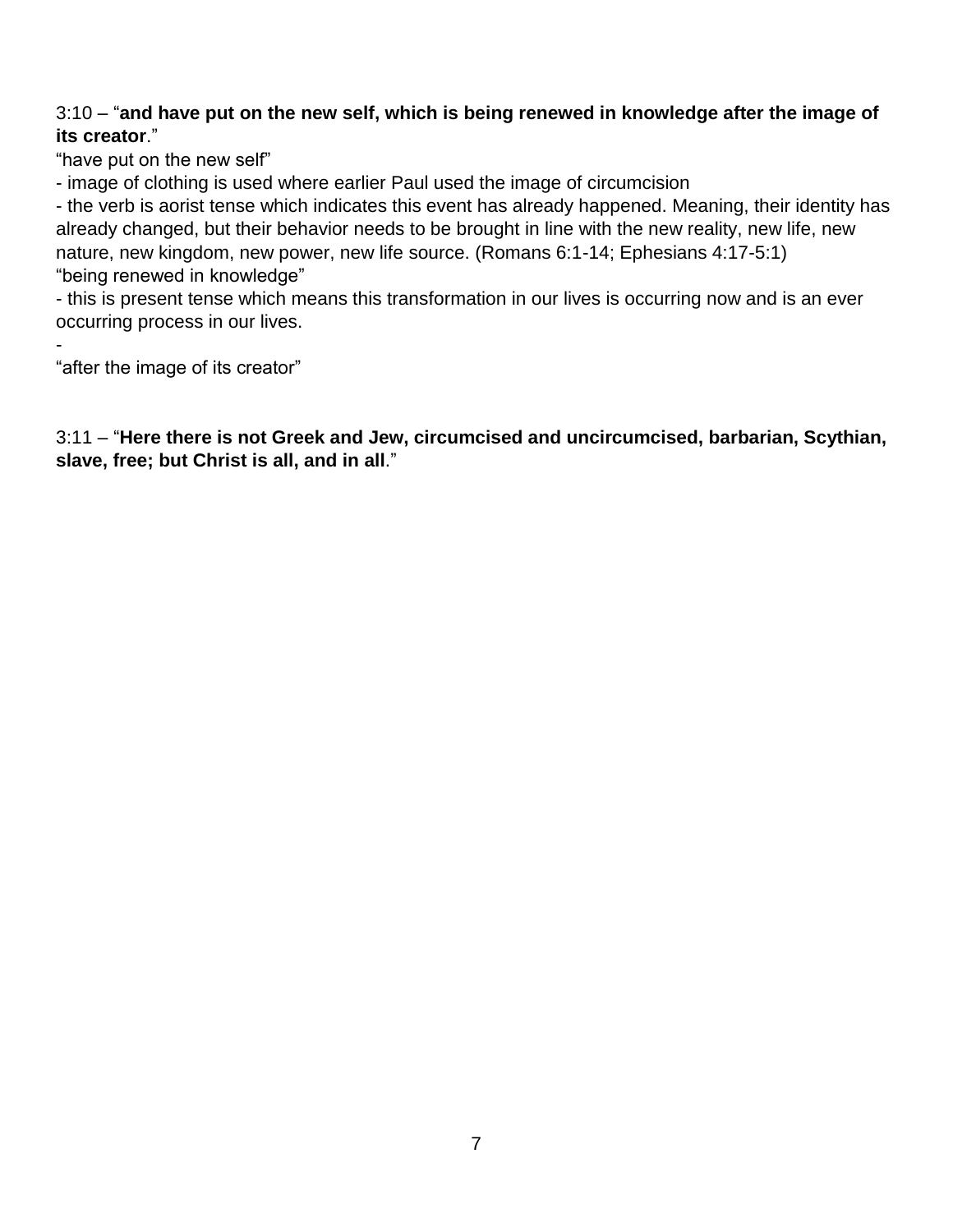3:10 – "**and have put on the new self, which is being renewed in knowledge after the image of its creator**."

"have put on the new self"

- image of clothing is used where earlier Paul used the image of circumcision
- the verb is aorist tense which indicates this event has already happened. Meaning, their identity has already changed, but their behavior needs to be brought in line with the new reality, new life, new nature, new kingdom, new power, new life source. (Romans 6:1-14; Ephesians 4:17-5:1)

"being renewed in knowledge"

- this is present tense which means this transformation in our lives is occurring now and is an ever occurring process in our lives.
-

"after the image of its creator"

3:11 – "**Here there is not Greek and Jew, circumcised and uncircumcised, barbarian, Scythian, slave, free; but Christ is all, and in all**."